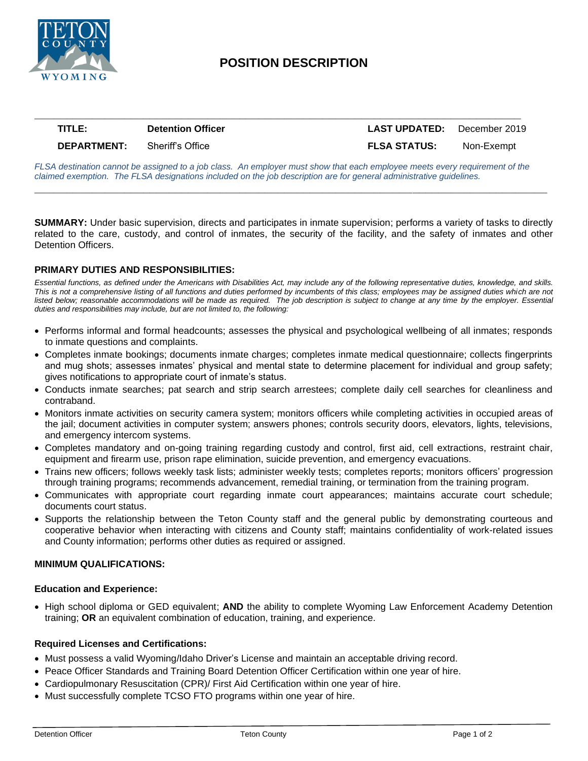# POSITION DESCRIPTION

| | | | |
|---|---|---|---|
| **TITLE:** | **Detention Officer** | **LAST UPDATED:** | December 2019 |
| **DEPARTMENT:** | Sheriff's Office | **FLSA STATUS:** | Non-Exempt |

*FLSA destination cannot be assigned to a job class. An employer must show that each employee meets every requirement of the claimed exemption. The FLSA designations included on the job description are for general administrative guidelines.*

**SUMMARY:** Under basic supervision, directs and participates in inmate supervision; performs a variety of tasks to directly related to the care, custody, and control of inmates, the security of the facility, and the safety of inmates and other Detention Officers.

## PRIMARY DUTIES AND RESPONSIBILITIES:

*Essential functions, as defined under the Americans with Disabilities Act, may include any of the following representative duties, knowledge, and skills. This is not a comprehensive listing of all functions and duties performed by incumbents of this class; employees may be assigned duties which are not listed below; reasonable accommodations will be made as required. The job description is subject to change at any time by the employer. Essential duties and responsibilities may include, but are not limited to, the following:*

- Performs informal and formal headcounts; assesses the physical and psychological wellbeing of all inmates; responds to inmate questions and complaints.
- Completes inmate bookings; documents inmate charges; completes inmate medical questionnaire; collects fingerprints and mug shots; assesses inmates' physical and mental state to determine placement for individual and group safety; gives notifications to appropriate court of inmate's status.
- Conducts inmate searches; pat search and strip search arrestees; complete daily cell searches for cleanliness and contraband.
- Monitors inmate activities on security camera system; monitors officers while completing activities in occupied areas of the jail; document activities in computer system; answers phones; controls security doors, elevators, lights, televisions, and emergency intercom systems.
- Completes mandatory and on-going training regarding custody and control, first aid, cell extractions, restraint chair, equipment and firearm use, prison rape elimination, suicide prevention, and emergency evacuations.
- Trains new officers; follows weekly task lists; administer weekly tests; completes reports; monitors officers' progression through training programs; recommends advancement, remedial training, or termination from the training program.
- Communicates with appropriate court regarding inmate court appearances; maintains accurate court schedule; documents court status.
- Supports the relationship between the Teton County staff and the general public by demonstrating courteous and cooperative behavior when interacting with citizens and County staff; maintains confidentiality of work-related issues and County information; performs other duties as required or assigned.

## MINIMUM QUALIFICATIONS:

### Education and Experience:

- High school diploma or GED equivalent; **AND** the ability to complete Wyoming Law Enforcement Academy Detention training; **OR** an equivalent combination of education, training, and experience.

### Required Licenses and Certifications:

- Must possess a valid Wyoming/Idaho Driver's License and maintain an acceptable driving record.
- Peace Officer Standards and Training Board Detention Officer Certification within one year of hire.
- Cardiopulmonary Resuscitation (CPR)/ First Aid Certification within one year of hire.
- Must successfully complete TCSO FTO programs within one year of hire.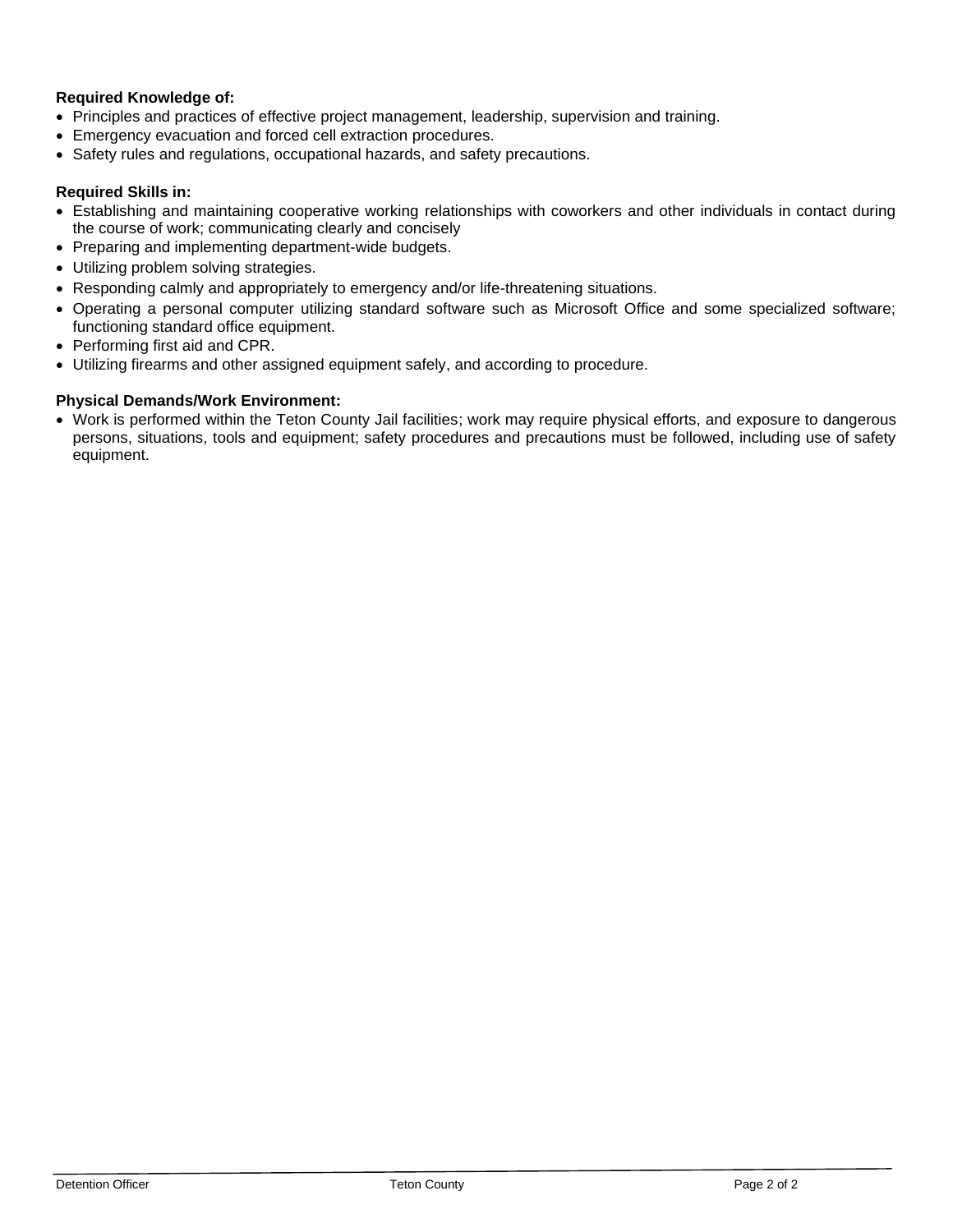**Required Knowledge of:**

- Principles and practices of effective project management, leadership, supervision and training.
- Emergency evacuation and forced cell extraction procedures.
- Safety rules and regulations, occupational hazards, and safety precautions.

**Required Skills in:**

- Establishing and maintaining cooperative working relationships with coworkers and other individuals in contact during the course of work; communicating clearly and concisely
- Preparing and implementing department-wide budgets.
- Utilizing problem solving strategies.
- Responding calmly and appropriately to emergency and/or life-threatening situations.
- Operating a personal computer utilizing standard software such as Microsoft Office and some specialized software; functioning standard office equipment.
- Performing first aid and CPR.
- Utilizing firearms and other assigned equipment safely, and according to procedure.

**Physical Demands/Work Environment:**

- Work is performed within the Teton County Jail facilities; work may require physical efforts, and exposure to dangerous persons, situations, tools and equipment; safety procedures and precautions must be followed, including use of safety equipment.